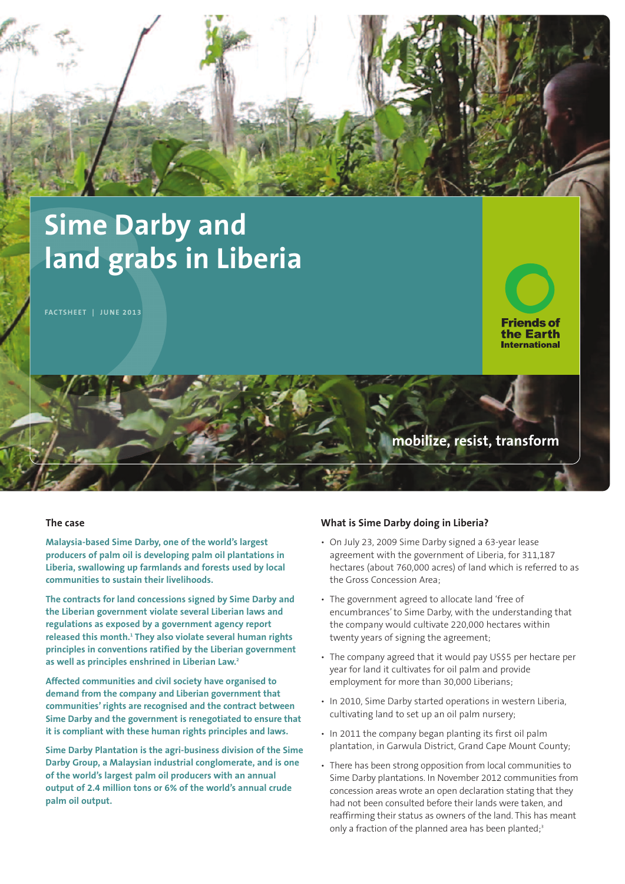# Sime Darby and land grabs in Liberia

FACTSHEET | JUNE 2013

Friends of the Earth International

mobilize, resist, transform

## The case

**Malaysia-based Sime Darby, one of the world's largest producers of palm oil is developing palm oil plantations in Liberia, swallowing up farmlands and forests used by local communities to sustain their livelihoods.**

**The contracts for land concessions signed by Sime Darby and the Liberian government violate several Liberian laws and regulations as exposed by a government agency report released this month.[1] They also violate several human rights principles in conventions ratified by the Liberian government as well as principles enshrined in Liberian Law.[2]**

**Affected communities and civil society have organised to demand from the company and Liberian government that communities' rights are recognised and the contract between Sime Darby and the government is renegotiated to ensure that it is compliant with these human rights principles and laws.**

**Sime Darby Plantation is the agri-business division of the Sime Darby Group, a Malaysian industrial conglomerate, and is one of the world's largest palm oil producers with an annual output of 2.4 million tons or 6% of the world's annual crude palm oil output.**

## What is Sime Darby doing in Liberia?

- On July 23, 2009 Sime Darby signed a 63-year lease agreement with the government of Liberia, for 311,187 hectares (about 760,000 acres) of land which is referred to as the Gross Concession Area;
- The government agreed to allocate land 'free of encumbrances' to Sime Darby, with the understanding that the company would cultivate 220,000 hectares within twenty years of signing the agreement;
- The company agreed that it would pay US$5 per hectare per year for land it cultivates for oil palm and provide employment for more than 30,000 Liberians;
- In 2010, Sime Darby started operations in western Liberia, cultivating land to set up an oil palm nursery;
- In 2011 the company began planting its first oil palm plantation, in Garwula District, Grand Cape Mount County;
- There has been strong opposition from local communities to Sime Darby plantations. In November 2012 communities from concession areas wrote an open declaration stating that they had not been consulted before their lands were taken, and reaffirming their status as owners of the land. This has meant only a fraction of the planned area has been planted;[3]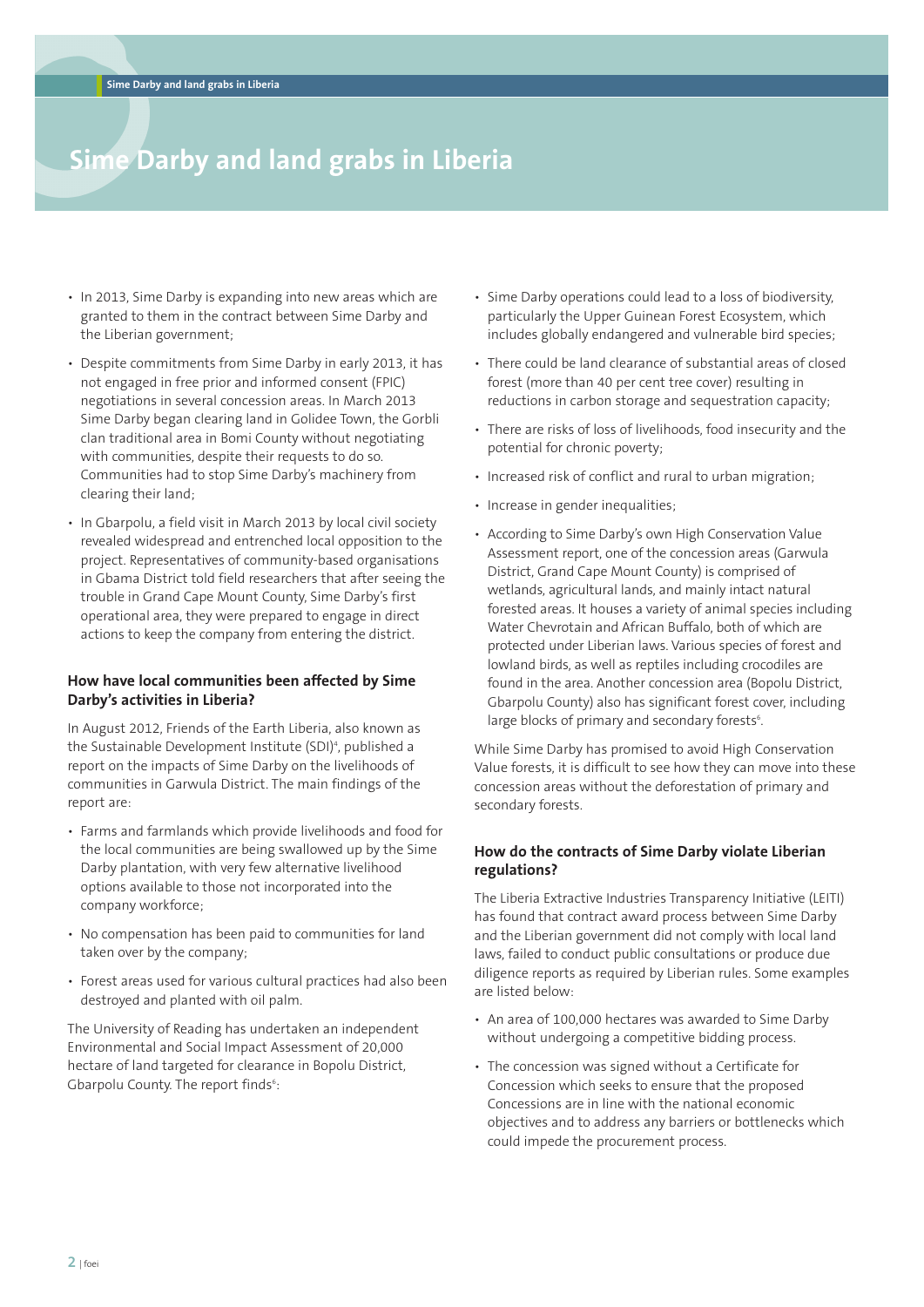# Sime Darby and land grabs in Liberia

- In 2013, Sime Darby is expanding into new areas which are granted to them in the contract between Sime Darby and the Liberian government;
- Despite commitments from Sime Darby in early 2013, it has not engaged in free prior and informed consent (FPIC) negotiations in several concession areas. In March 2013 Sime Darby began clearing land in Golidee Town, the Gorbli clan traditional area in Bomi County without negotiating with communities, despite their requests to do so. Communities had to stop Sime Darby's machinery from clearing their land;
- In Gbarpolu, a field visit in March 2013 by local civil society revealed widespread and entrenched local opposition to the project. Representatives of community-based organisations in Gbama District told field researchers that after seeing the trouble in Grand Cape Mount County, Sime Darby's first operational area, they were prepared to engage in direct actions to keep the company from entering the district.

### How have local communities been affected by Sime Darby's activities in Liberia?

In August 2012, Friends of the Earth Liberia, also known as the Sustainable Development Institute (SDI)[4], published a report on the impacts of Sime Darby on the livelihoods of communities in Garwula District. The main findings of the report are:

- Farms and farmlands which provide livelihoods and food for the local communities are being swallowed up by the Sime Darby plantation, with very few alternative livelihood options available to those not incorporated into the company workforce;
- No compensation has been paid to communities for land taken over by the company;
- Forest areas used for various cultural practices had also been destroyed and planted with oil palm.

The University of Reading has undertaken an independent Environmental and Social Impact Assessment of 20,000 hectare of land targeted for clearance in Bopolu District, Gbarpolu County. The report finds[6]:

- Sime Darby operations could lead to a loss of biodiversity, particularly the Upper Guinean Forest Ecosystem, which includes globally endangered and vulnerable bird species;
- There could be land clearance of substantial areas of closed forest (more than 40 per cent tree cover) resulting in reductions in carbon storage and sequestration capacity;
- There are risks of loss of livelihoods, food insecurity and the potential for chronic poverty;
- Increased risk of conflict and rural to urban migration;
- Increase in gender inequalities;
- According to Sime Darby's own High Conservation Value Assessment report, one of the concession areas (Garwula District, Grand Cape Mount County) is comprised of wetlands, agricultural lands, and mainly intact natural forested areas. It houses a variety of animal species including Water Chevrotain and African Buffalo, both of which are protected under Liberian laws. Various species of forest and lowland birds, as well as reptiles including crocodiles are found in the area. Another concession area (Bopolu District, Gbarpolu County) also has significant forest cover, including large blocks of primary and secondary forests[6].

While Sime Darby has promised to avoid High Conservation Value forests, it is difficult to see how they can move into these concession areas without the deforestation of primary and secondary forests.

### How do the contracts of Sime Darby violate Liberian regulations?

The Liberia Extractive Industries Transparency Initiative (LEITI) has found that contract award process between Sime Darby and the Liberian government did not comply with local land laws, failed to conduct public consultations or produce due diligence reports as required by Liberian rules. Some examples are listed below:

- An area of 100,000 hectares was awarded to Sime Darby without undergoing a competitive bidding process.
- The concession was signed without a Certificate for Concession which seeks to ensure that the proposed Concessions are in line with the national economic objectives and to address any barriers or bottlenecks which could impede the procurement process.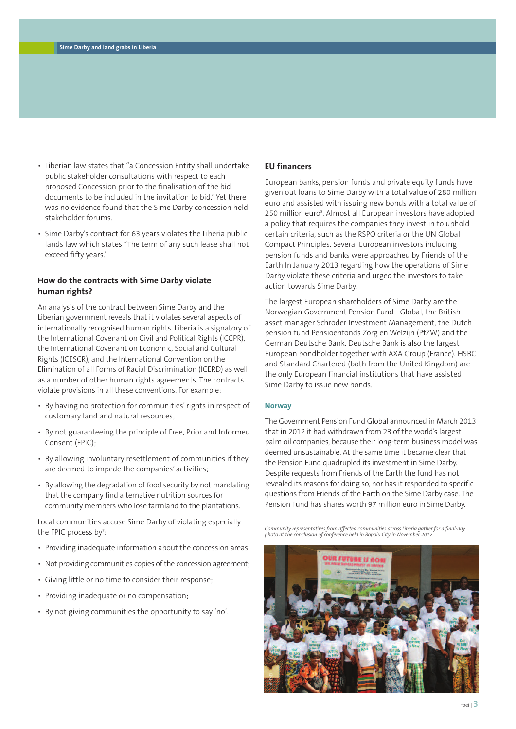- Liberian law states that "a Concession Entity shall undertake public stakeholder consultations with respect to each proposed Concession prior to the finalisation of the bid documents to be included in the invitation to bid." Yet there was no evidence found that the Sime Darby concession held stakeholder forums.
- Sime Darby's contract for 63 years violates the Liberia public lands law which states "The term of any such lease shall not exceed fifty years."

## How do the contracts with Sime Darby violate human rights?

An analysis of the contract between Sime Darby and the Liberian government reveals that it violates several aspects of internationally recognised human rights. Liberia is a signatory of the International Covenant on Civil and Political Rights (ICCPR), the International Covenant on Economic, Social and Cultural Rights (ICESCR), and the International Convention on the Elimination of all Forms of Racial Discrimination (ICERD) as well as a number of other human rights agreements. The contracts violate provisions in all these conventions. For example:

- By having no protection for communities' rights in respect of customary land and natural resources;
- By not guaranteeing the principle of Free, Prior and Informed Consent (FPIC);
- By allowing involuntary resettlement of communities if they are deemed to impede the companies' activities;
- By allowing the degradation of food security by not mandating that the company find alternative nutrition sources for community members who lose farmland to the plantations.

Local communities accuse Sime Darby of violating especially the FPIC process by[7]:

- Providing inadequate information about the concession areas;
- Not providing communities copies of the concession agreement;
- Giving little or no time to consider their response;
- Providing inadequate or no compensation;
- By not giving communities the opportunity to say 'no'.

## EU financers

European banks, pension funds and private equity funds have given out loans to Sime Darby with a total value of 280 million euro and assisted with issuing new bonds with a total value of 250 million euro[8]. Almost all European investors have adopted a policy that requires the companies they invest in to uphold certain criteria, such as the RSPO criteria or the UN Global Compact Principles. Several European investors including pension funds and banks were approached by Friends of the Earth In January 2013 regarding how the operations of Sime Darby violate these criteria and urged the investors to take action towards Sime Darby.

The largest European shareholders of Sime Darby are the Norwegian Government Pension Fund - Global, the British asset manager Schroder Investment Management, the Dutch pension fund Pensioenfonds Zorg en Welzijn (PfZW) and the German Deutsche Bank. Deutsche Bank is also the largest European bondholder together with AXA Group (France). HSBC and Standard Chartered (both from the United Kingdom) are the only European financial institutions that have assisted Sime Darby to issue new bonds.

### Norway

The Government Pension Fund Global announced in March 2013 that in 2012 it had withdrawn from 23 of the world's largest palm oil companies, because their long-term business model was deemed unsustainable. At the same time it became clear that the Pension Fund quadrupled its investment in Sime Darby. Despite requests from Friends of the Earth the fund has not revealed its reasons for doing so, nor has it responded to specific questions from Friends of the Earth on the Sime Darby case. The Pension Fund has shares worth 97 million euro in Sime Darby.

*Community representatives from affected communities across Liberia gather for a final-day photo at the conclusion of conference held in Bopolu City in November 2012.*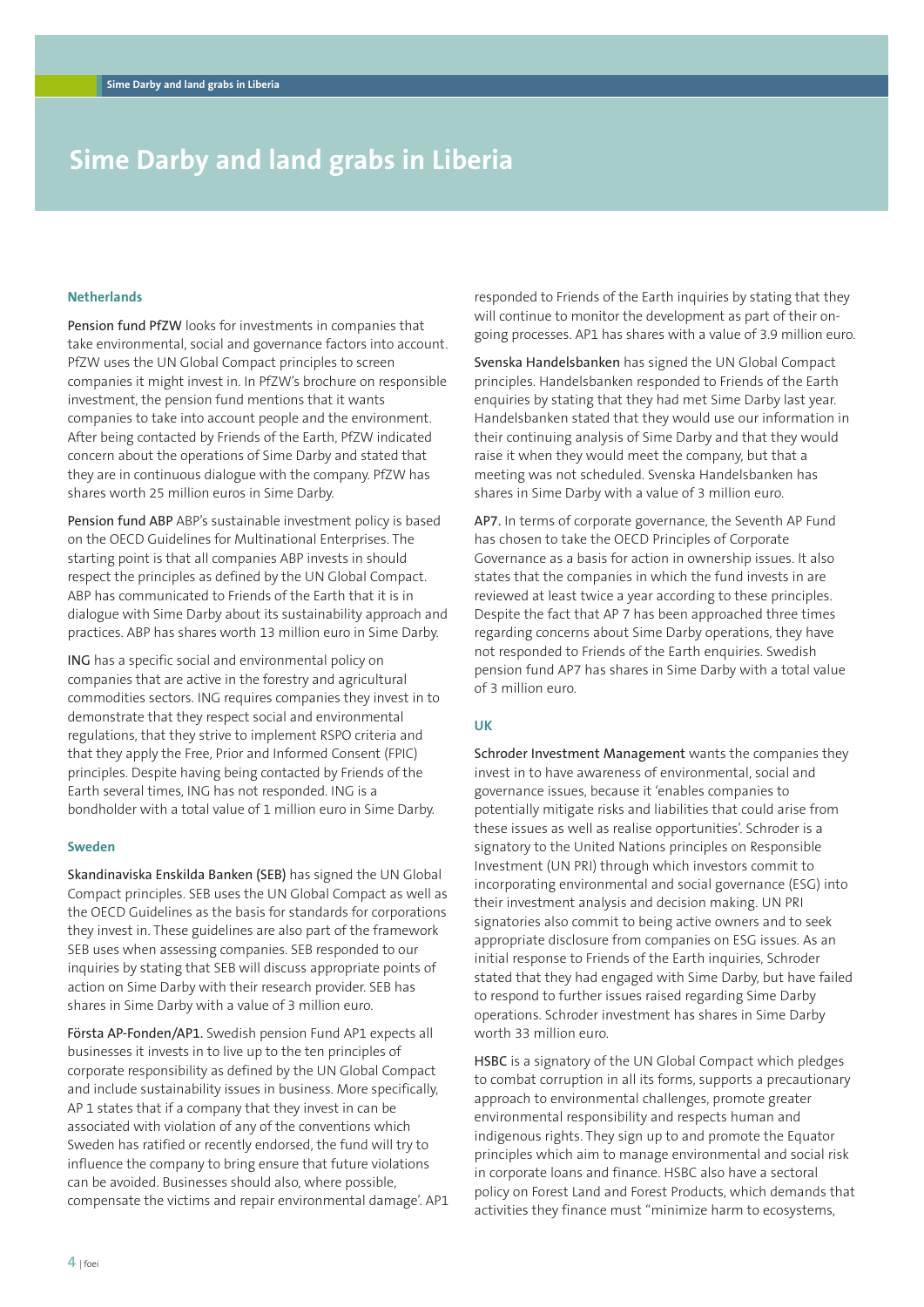# Sime Darby and land grabs in Liberia

### Netherlands

**Pension fund PfZW** looks for investments in companies that take environmental, social and governance factors into account. PfZW uses the UN Global Compact principles to screen companies it might invest in. In PfZW's brochure on responsible investment, the pension fund mentions that it wants companies to take into account people and the environment. After being contacted by Friends of the Earth, PfZW indicated concern about the operations of Sime Darby and stated that they are in continuous dialogue with the company. PfZW has shares worth 25 million euros in Sime Darby.

**Pension fund ABP** ABP's sustainable investment policy is based on the OECD Guidelines for Multinational Enterprises. The starting point is that all companies ABP invests in should respect the principles as defined by the UN Global Compact. ABP has communicated to Friends of the Earth that it is in dialogue with Sime Darby about its sustainability approach and practices. ABP has shares worth 13 million euro in Sime Darby.

**ING** has a specific social and environmental policy on companies that are active in the forestry and agricultural commodities sectors. ING requires companies they invest in to demonstrate that they respect social and environmental regulations, that they strive to implement RSPO criteria and that they apply the Free, Prior and Informed Consent (FPIC) principles. Despite having being contacted by Friends of the Earth several times, ING has not responded. ING is a bondholder with a total value of 1 million euro in Sime Darby.

### Sweden

**Skandinaviska Enskilda Banken (SEB)** has signed the UN Global Compact principles. SEB uses the UN Global Compact as well as the OECD Guidelines as the basis for standards for corporations they invest in. These guidelines are also part of the framework SEB uses when assessing companies. SEB responded to our inquiries by stating that SEB will discuss appropriate points of action on Sime Darby with their research provider. SEB has shares in Sime Darby with a value of 3 million euro.

**Första AP-Fonden/AP1.** Swedish pension Fund AP1 expects all businesses it invests in to live up to the ten principles of corporate responsibility as defined by the UN Global Compact and include sustainability issues in business. More specifically, AP 1 states that if a company that they invest in can be associated with violation of any of the conventions which Sweden has ratified or recently endorsed, the fund will try to influence the company to bring ensure that future violations can be avoided. Businesses should also, where possible, compensate the victims and repair environmental damage'. AP1 responded to Friends of the Earth inquiries by stating that they will continue to monitor the development as part of their on-going processes. AP1 has shares with a value of 3.9 million euro.

**Svenska Handelsbanken** has signed the UN Global Compact principles. Handelsbanken responded to Friends of the Earth enquiries by stating that they had met Sime Darby last year. Handelsbanken stated that they would use our information in their continuing analysis of Sime Darby and that they would raise it when they would meet the company, but that a meeting was not scheduled. Svenska Handelsbanken has shares in Sime Darby with a value of 3 million euro.

**AP7.** In terms of corporate governance, the Seventh AP Fund has chosen to take the OECD Principles of Corporate Governance as a basis for action in ownership issues. It also states that the companies in which the fund invests in are reviewed at least twice a year according to these principles. Despite the fact that AP 7 has been approached three times regarding concerns about Sime Darby operations, they have not responded to Friends of the Earth enquiries. Swedish pension fund AP7 has shares in Sime Darby with a total value of 3 million euro.

### UK

**Schroder Investment Management** wants the companies they invest in to have awareness of environmental, social and governance issues, because it 'enables companies to potentially mitigate risks and liabilities that could arise from these issues as well as realise opportunities'. Schroder is a signatory to the United Nations principles on Responsible Investment (UN PRI) through which investors commit to incorporating environmental and social governance (ESG) into their investment analysis and decision making. UN PRI signatories also commit to being active owners and to seek appropriate disclosure from companies on ESG issues. As an initial response to Friends of the Earth inquiries, Schroder stated that they had engaged with Sime Darby, but have failed to respond to further issues raised regarding Sime Darby operations. Schroder investment has shares in Sime Darby worth 33 million euro.

**HSBC** is a signatory of the UN Global Compact which pledges to combat corruption in all its forms, supports a precautionary approach to environmental challenges, promote greater environmental responsibility and respects human and indigenous rights. They sign up to and promote the Equator principles which aim to manage environmental and social risk in corporate loans and finance. HSBC also have a sectoral policy on Forest Land and Forest Products, which demands that activities they finance must "minimize harm to ecosystems,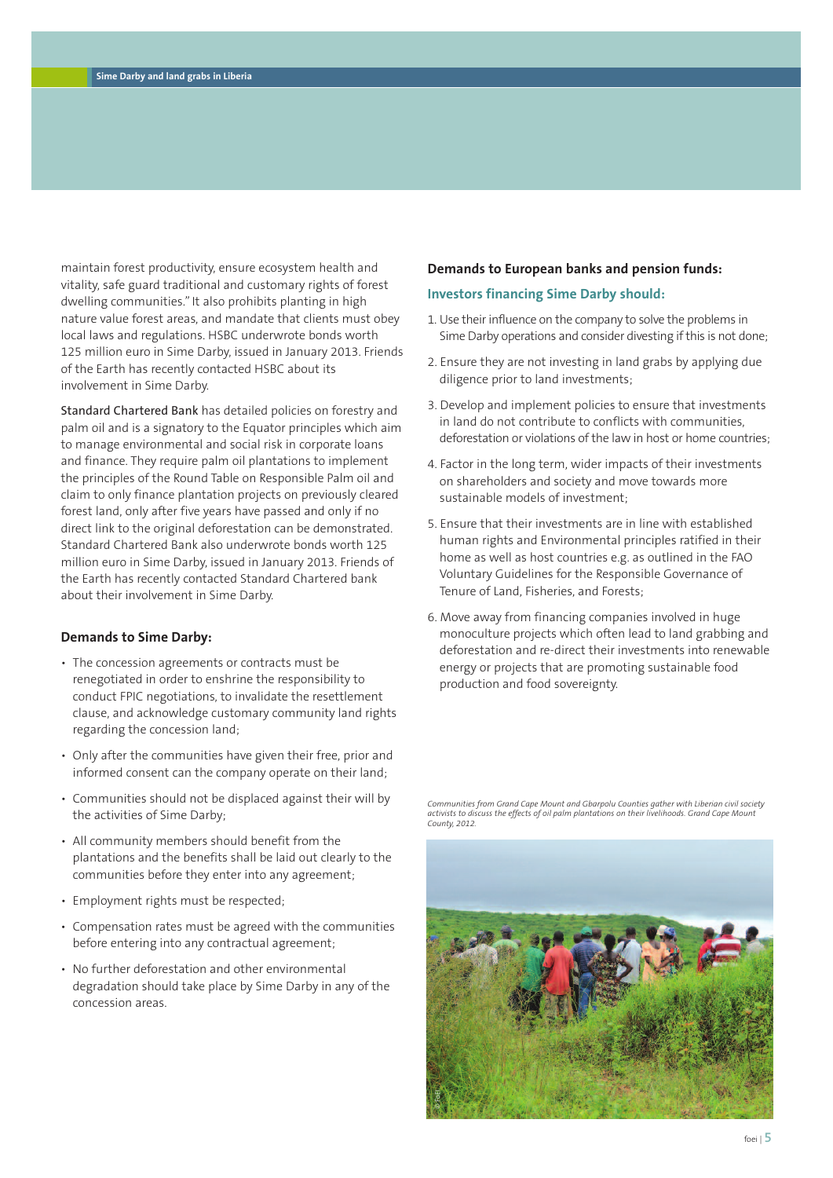maintain forest productivity, ensure ecosystem health and vitality, safe guard traditional and customary rights of forest dwelling communities." It also prohibits planting in high nature value forest areas, and mandate that clients must obey local laws and regulations. HSBC underwrote bonds worth 125 million euro in Sime Darby, issued in January 2013. Friends of the Earth has recently contacted HSBC about its involvement in Sime Darby.

Standard Chartered Bank has detailed policies on forestry and palm oil and is a signatory to the Equator principles which aim to manage environmental and social risk in corporate loans and finance. They require palm oil plantations to implement the principles of the Round Table on Responsible Palm oil and claim to only finance plantation projects on previously cleared forest land, only after five years have passed and only if no direct link to the original deforestation can be demonstrated. Standard Chartered Bank also underwrote bonds worth 125 million euro in Sime Darby, issued in January 2013. Friends of the Earth has recently contacted Standard Chartered bank about their involvement in Sime Darby.

### Demands to Sime Darby:

- The concession agreements or contracts must be renegotiated in order to enshrine the responsibility to conduct FPIC negotiations, to invalidate the resettlement clause, and acknowledge customary community land rights regarding the concession land;
- Only after the communities have given their free, prior and informed consent can the company operate on their land;
- Communities should not be displaced against their will by the activities of Sime Darby;
- All community members should benefit from the plantations and the benefits shall be laid out clearly to the communities before they enter into any agreement;
- Employment rights must be respected;
- Compensation rates must be agreed with the communities before entering into any contractual agreement;
- No further deforestation and other environmental degradation should take place by Sime Darby in any of the concession areas.

### Demands to European banks and pension funds:

#### Investors financing Sime Darby should:

1. Use their influence on the company to solve the problems in Sime Darby operations and consider divesting if this is not done;
2. Ensure they are not investing in land grabs by applying due diligence prior to land investments;
3. Develop and implement policies to ensure that investments in land do not contribute to conflicts with communities, deforestation or violations of the law in host or home countries;
4. Factor in the long term, wider impacts of their investments on shareholders and society and move towards more sustainable models of investment;
5. Ensure that their investments are in line with established human rights and Environmental principles ratified in their home as well as host countries e.g. as outlined in the FAO Voluntary Guidelines for the Responsible Governance of Tenure of Land, Fisheries, and Forests;
6. Move away from financing companies involved in huge monoculture projects which often lead to land grabbing and deforestation and re-direct their investments into renewable energy or projects that are promoting sustainable food production and food sovereignty.

*Communities from Grand Cape Mount and Gbarpolu Counties gather with Liberian civil society activists to discuss the effects of oil palm plantations on their livelihoods. Grand Cape Mount County, 2012.*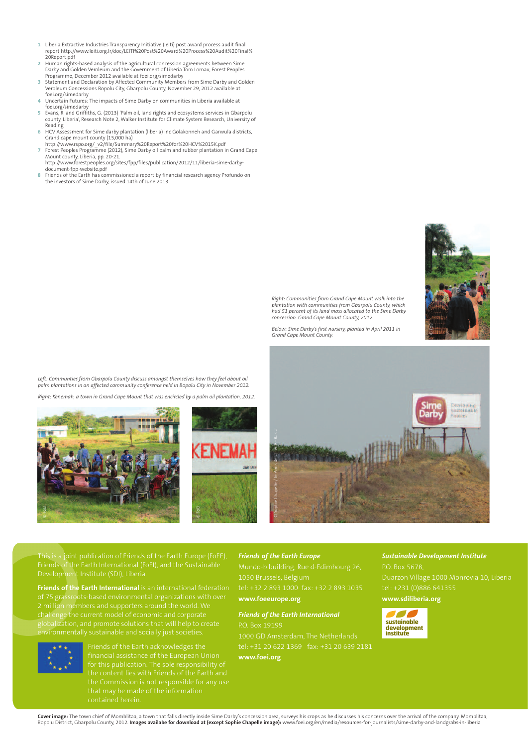1. Liberia Extractive Industries Transparency Initiative (leiti) post award process audit final report http://www.leiti.org.lr/doc/LEITI%20Post%20Award%20Process%20Audit%20Final%20Report.pdf
2. Human rights-based analysis of the agricultural concession agreements between Sime Darby and Golden Veroleum and the Government of Liberia Tom Lomax, Forest Peoples Programme, December 2012 available at foei.org/simedarby
3. Statement and Declaration by Affected Community Members from Sime Darby and Golden Veroleum Concessions Bopolu City, Gbarpolu County, November 29, 2012 available at foei.org/simedarby
4. Uncertain Futures: The impacts of Sime Darby on communities in Liberia available at foei.org/simedarby
5. Evans, R. and Griffiths, G. (2013) 'Palm oil, land rights and ecosystems services in Gbarpolu county, Liberia', Research Note 2, Walker Institute for Climate System Research, University of Reading
6. HCV Assessment for Sime darby plantation (liberia) inc Golakonneh and Garwula districts, Grand cape mount county (15,000 ha) http://www.rspo.org/_v2/file/Summary%20Report%20for%20HCV%2015K.pdf
7. Forest Peoples Programme (2012), Sime Darby oil palm and rubber plantation in Grand Cape Mount county, Liberia, pp. 20-21. http://www.forestpeoples.org/sites/fpp/files/publication/2012/11/liberia-sime-darby-document-fpp-website.pdf
8. Friends of the Earth has commissioned a report by financial research agency Profundo on the investors of Sime Darby, issued 14th of June 2013

*Right: Communities from Grand Cape Mount walk into the plantation with communities from Gbarpolu County, which had 51 percent of its land mass allocated to the Sime Darby concession. Grand Cape Mount County, 2012.*

*Below: Sime Darby's first nursery, planted in April 2011 in Grand Cape Mount County.*

*Left: Communities from Gbarpolu County discuss amongst themselves how they feel about oil palm plantations in an affected community conference held in Bopolu City in November 2012.*

*Right: Kenemah, a town in Grand Cape Mount that was encircled by a palm oil plantation, 2012.*

This is a joint publication of Friends of the Earth Europe (FoEE), Friends of the Earth International (FoEI), and the Sustainable Development Institute (SDI), Liberia.

**Friends of the Earth International** is an international federation of 75 grassroots-based environmental organizations with over 2 million members and supporters around the world. We challenge the current model of economic and corporate globalization, and promote solutions that will help to create environmentally sustainable and socially just societies.

Friends of the Earth acknowledges the financial assistance of the European Union for this publication. The sole responsibility of the content lies with Friends of the Earth and the Commission is not responsible for any use that may be made of the information contained herein.

***Friends of the Earth Europe***
Mundo-b building, Rue d-Edimbourg 26,
1050 Brussels, Belgium
tel: +32 2 893 1000 fax: +32 2 893 1035
**www.foeeurope.org**

***Friends of the Earth International***
P.O. Box 19199
1000 GD Amsterdam, The Netherlands
tel: +31 20 622 1369 fax: +31 20 639 2181
**www.foei.org**

***Sustainable Development Institute***
P.O. Box 5678,
Duarzon Village 1000 Monrovia 10, Liberia
tel: +231 (0)886 641355
**www.sdiliberia.org**

**Cover image:** The town chief of Momblitaa, a town that falls directly inside Sime Darby's concession area, surveys his crops as he discusses his concerns over the arrival of the company. Momblitaa, Bopolu District, Gbarpolu County, 2012. **Images availabe for download at (except Sophie Chapelle image):** www.foei.org/en/media/resources-for-journalists/sime-darby-and-landgrabs-in-liberia